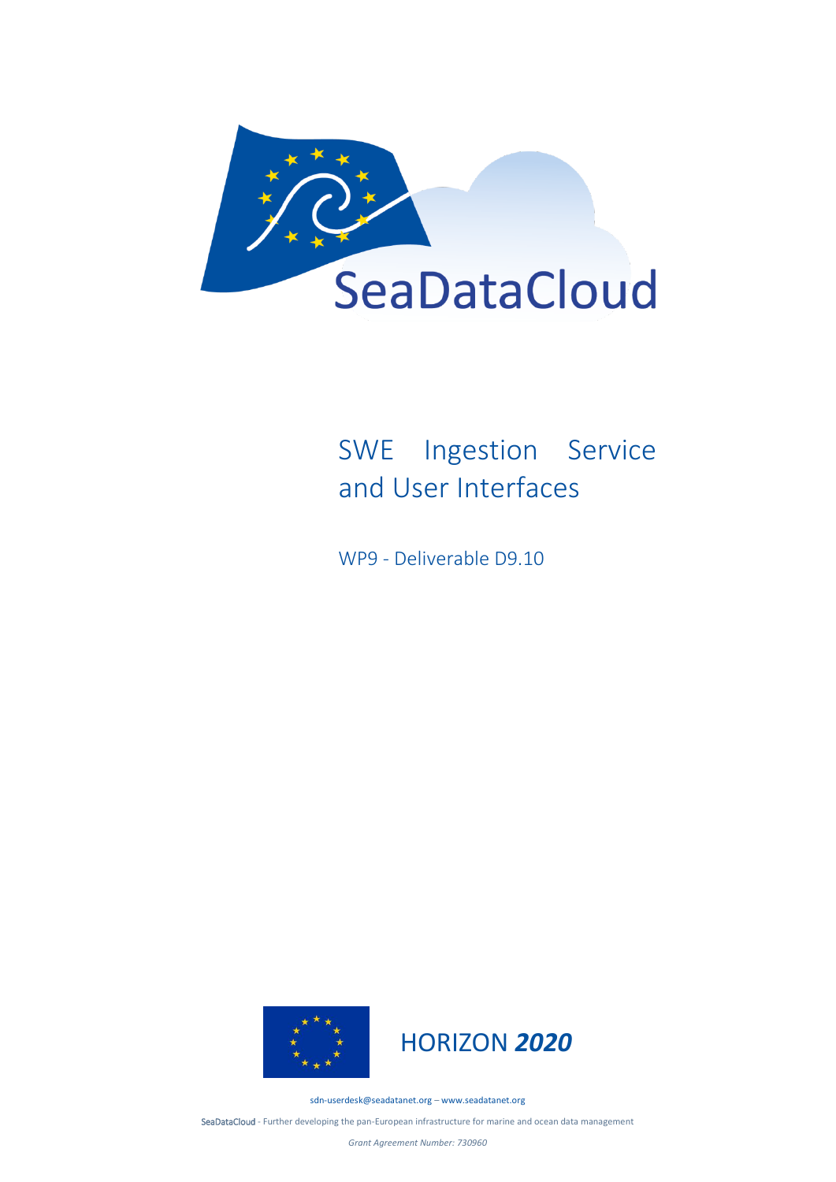SeaDataCloud

# SWE Ingestion Service and User Interfaces

WP9 - Deliverable D9.10

HORIZON ***2020***

sdn-userdesk@seadatanet.org – www.seadatanet.org

SeaDataCloud - Further developing the pan-European infrastructure for marine and ocean data management

*Grant Agreement Number: 730960*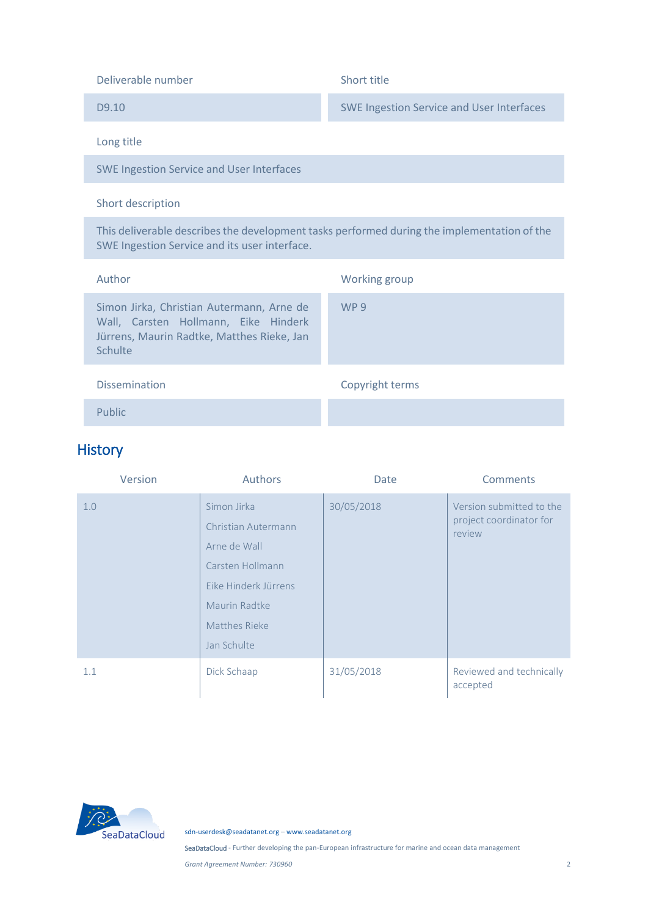| Deliverable number | Short title |
| --- | --- |
| D9.10 | SWE Ingestion Service and User Interfaces |

**Long title**

SWE Ingestion Service and User Interfaces

**Short description**

This deliverable describes the development tasks performed during the implementation of the SWE Ingestion Service and its user interface.

| Author | Working group |
| --- | --- |
| Simon Jirka, Christian Autermann, Arne de Wall, Carsten Hollmann, Eike Hinderk Jürrens, Maurin Radtke, Matthes Rieke, Jan Schulte | WP 9 |

| Dissemination | Copyright terms |
| --- | --- |
| Public | |

## History

| Version | Authors | Date | Comments |
| --- | --- | --- | --- |
| 1.0 | Simon Jirka<br>Christian Autermann<br>Arne de Wall<br>Carsten Hollmann<br>Eike Hinderk Jürrens<br>Maurin Radtke<br>Matthes Rieke<br>Jan Schulte | 30/05/2018 | Version submitted to the project coordinator for review |
| 1.1 | Dick Schaap | 31/05/2018 | Reviewed and technically accepted |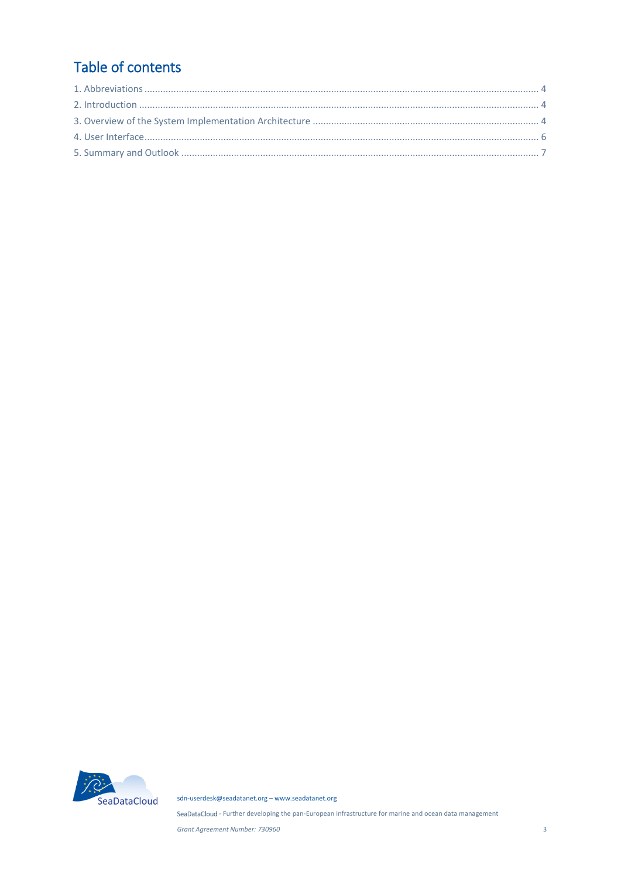## Table of contents

1. Abbreviations ........................................................................................................................................ 4
2. Introduction ......................................................................................................................................... 4
3. Overview of the System Implementation Architecture ...................................................................... 4
4. User Interface....................................................................................................................................... 6
5. Summary and Outlook ......................................................................................................................... 7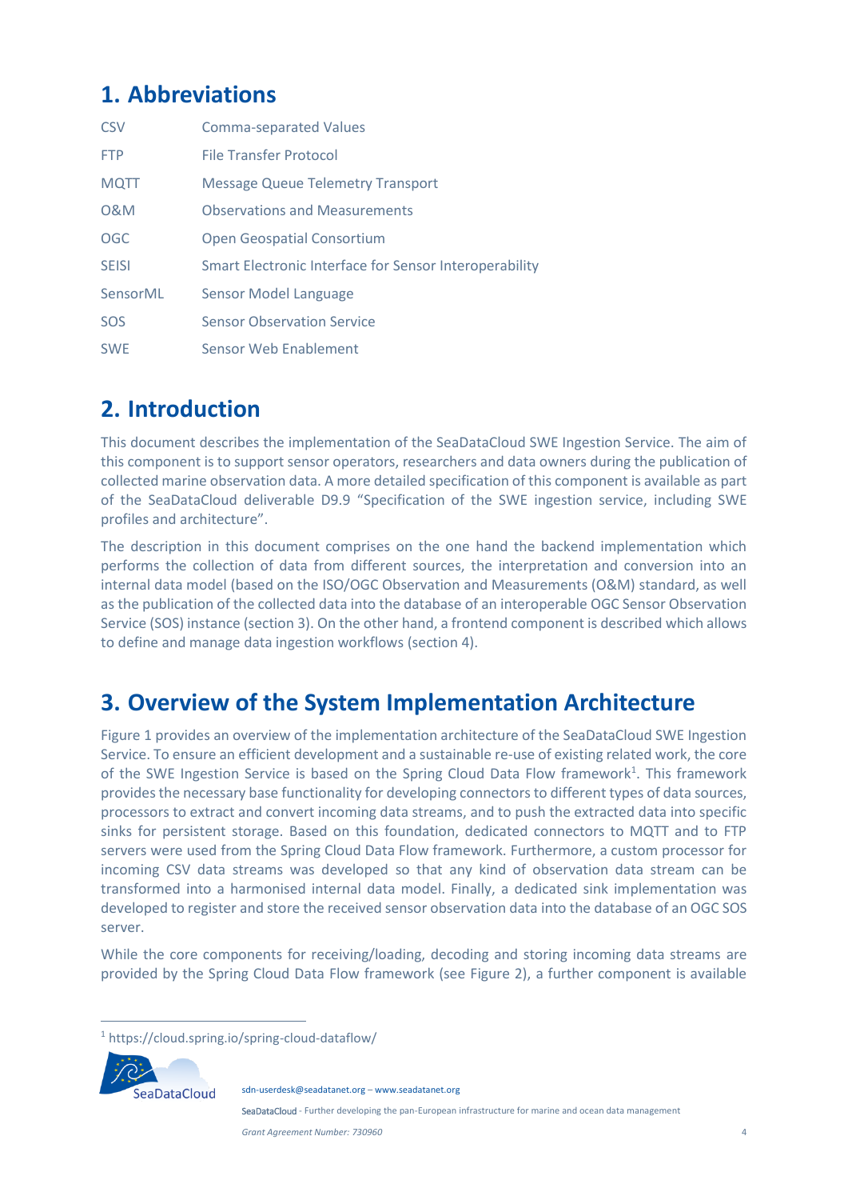# 1. Abbreviations

| | |
|---|---|
| CSV | Comma-separated Values |
| FTP | File Transfer Protocol |
| MQTT | Message Queue Telemetry Transport |
| O&M | Observations and Measurements |
| OGC | Open Geospatial Consortium |
| SEISI | Smart Electronic Interface for Sensor Interoperability |
| SensorML | Sensor Model Language |
| SOS | Sensor Observation Service |
| SWE | Sensor Web Enablement |

# 2. Introduction

This document describes the implementation of the SeaDataCloud SWE Ingestion Service. The aim of this component is to support sensor operators, researchers and data owners during the publication of collected marine observation data. A more detailed specification of this component is available as part of the SeaDataCloud deliverable D9.9 "Specification of the SWE ingestion service, including SWE profiles and architecture".

The description in this document comprises on the one hand the backend implementation which performs the collection of data from different sources, the interpretation and conversion into an internal data model (based on the ISO/OGC Observation and Measurements (O&M) standard, as well as the publication of the collected data into the database of an interoperable OGC Sensor Observation Service (SOS) instance (section 3). On the other hand, a frontend component is described which allows to define and manage data ingestion workflows (section 4).

# 3. Overview of the System Implementation Architecture

Figure 1 provides an overview of the implementation architecture of the SeaDataCloud SWE Ingestion Service. To ensure an efficient development and a sustainable re-use of existing related work, the core of the SWE Ingestion Service is based on the Spring Cloud Data Flow framework[1]. This framework provides the necessary base functionality for developing connectors to different types of data sources, processors to extract and convert incoming data streams, and to push the extracted data into specific sinks for persistent storage. Based on this foundation, dedicated connectors to MQTT and to FTP servers were used from the Spring Cloud Data Flow framework. Furthermore, a custom processor for incoming CSV data streams was developed so that any kind of observation data stream can be transformed into a harmonised internal data model. Finally, a dedicated sink implementation was developed to register and store the received sensor observation data into the database of an OGC SOS server.

While the core components for receiving/loading, decoding and storing incoming data streams are provided by the Spring Cloud Data Flow framework (see Figure 2), a further component is available

[1] https://cloud.spring.io/spring-cloud-dataflow/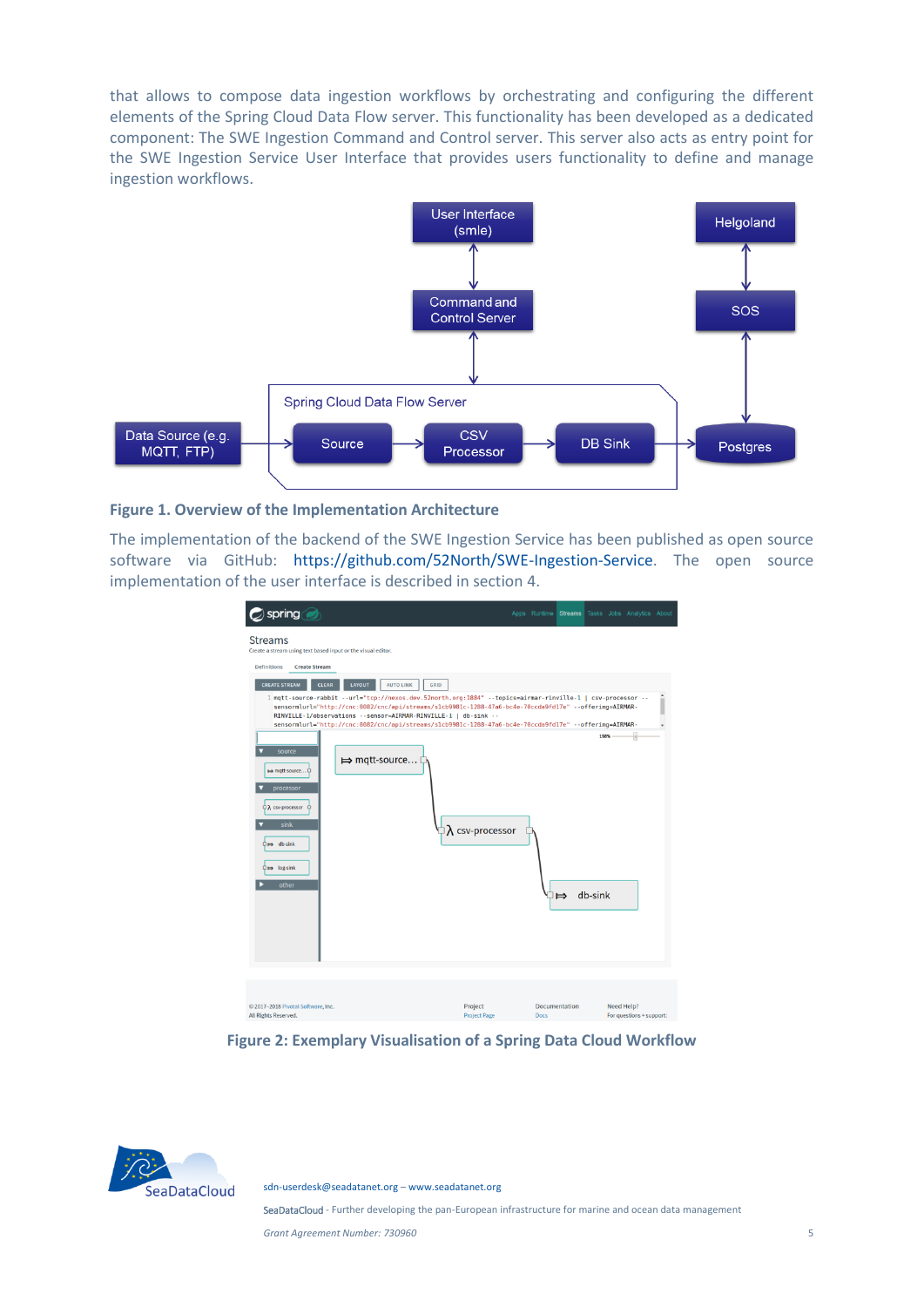that allows to compose data ingestion workflows by orchestrating and configuring the different elements of the Spring Cloud Data Flow server. This functionality has been developed as a dedicated component: The SWE Ingestion Command and Control server. This server also acts as entry point for the SWE Ingestion Service User Interface that provides users functionality to define and manage ingestion workflows.

**Figure 1. Overview of the Implementation Architecture**

The implementation of the backend of the SWE Ingestion Service has been published as open source software via GitHub: https://github.com/52North/SWE-Ingestion-Service. The open source implementation of the user interface is described in section 4.

**Figure 2: Exemplary Visualisation of a Spring Data Cloud Workflow**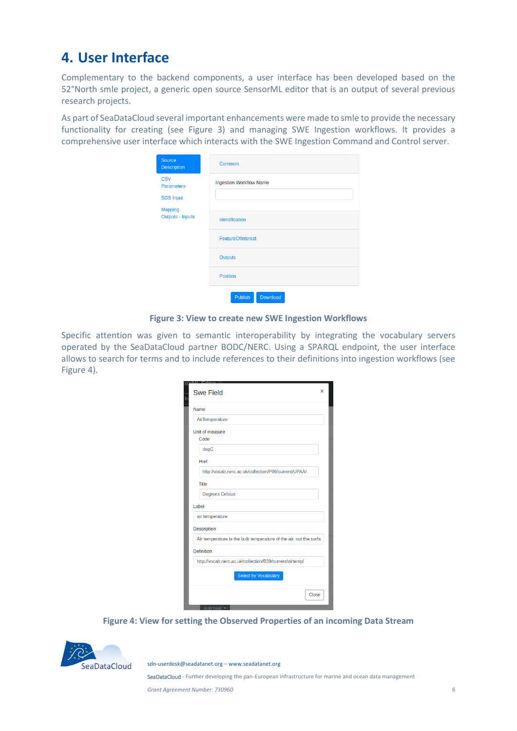# 4. User Interface

Complementary to the backend components, a user interface has been developed based on the 52°North smle project, a generic open source SensorML editor that is an output of several previous research projects.

As part of SeaDataCloud several important enhancements were made to smle to provide the necessary functionality for creating (see Figure 3) and managing SWE Ingestion workflows. It provides a comprehensive user interface which interacts with the SWE Ingestion Command and Control server.

**Figure 3: View to create new SWE Ingestion Workflows**

Specific attention was given to semantic interoperability by integrating the vocabulary servers operated by the SeaDataCloud partner BODC/NERC. Using a SPARQL endpoint, the user interface allows to search for terms and to include references to their definitions into ingestion workflows (see Figure 4).

**Figure 4: View for setting the Observed Properties of an incoming Data Stream**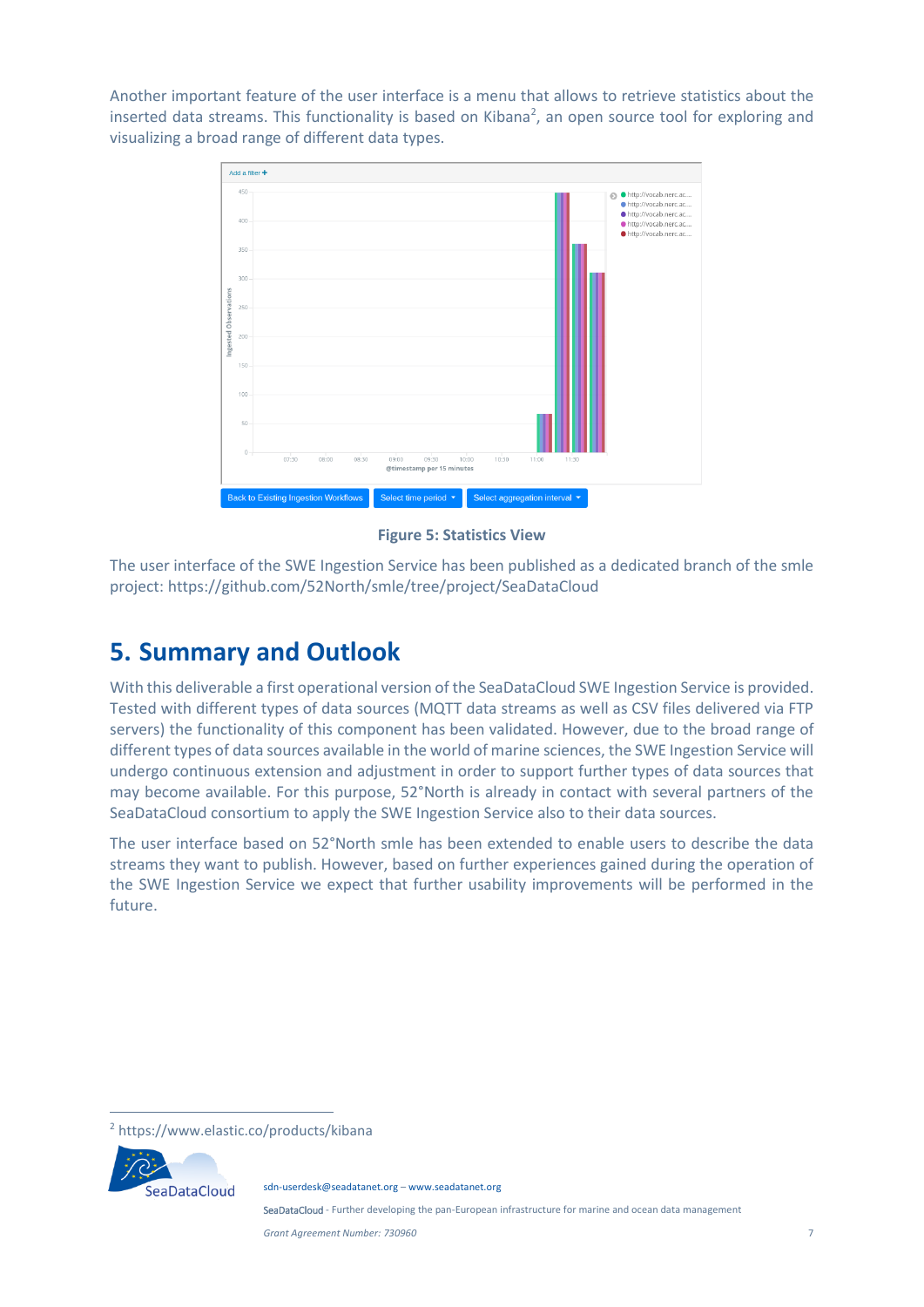Another important feature of the user interface is a menu that allows to retrieve statistics about the inserted data streams. This functionality is based on Kibana[2], an open source tool for exploring and visualizing a broad range of different data types.

Add a filter +

450
400
350
300
250
200
150
100
50
0

Ingested Observations

07:30 08:00 08:30 09:00 09:30 10:00 10:30 11:00 11:30

@timestamp per 15 minutes

http://vocab.nerc.ac...
http://vocab.nerc.ac...
http://vocab.nerc.ac...
http://vocab.nerc.ac...
http://vocab.nerc.ac...

Back to Existing Ingestion Workflows | Select time period | Select aggregation interval

**Figure 5: Statistics View**

The user interface of the SWE Ingestion Service has been published as a dedicated branch of the smle project: https://github.com/52North/smle/tree/project/SeaDataCloud

# 5. Summary and Outlook

With this deliverable a first operational version of the SeaDataCloud SWE Ingestion Service is provided. Tested with different types of data sources (MQTT data streams as well as CSV files delivered via FTP servers) the functionality of this component has been validated. However, due to the broad range of different types of data sources available in the world of marine sciences, the SWE Ingestion Service will undergo continuous extension and adjustment in order to support further types of data sources that may become available. For this purpose, 52°North is already in contact with several partners of the SeaDataCloud consortium to apply the SWE Ingestion Service also to their data sources.

The user interface based on 52°North smle has been extended to enable users to describe the data streams they want to publish. However, based on further experiences gained during the operation of the SWE Ingestion Service we expect that further usability improvements will be performed in the future.

---

[2] https://www.elastic.co/products/kibana